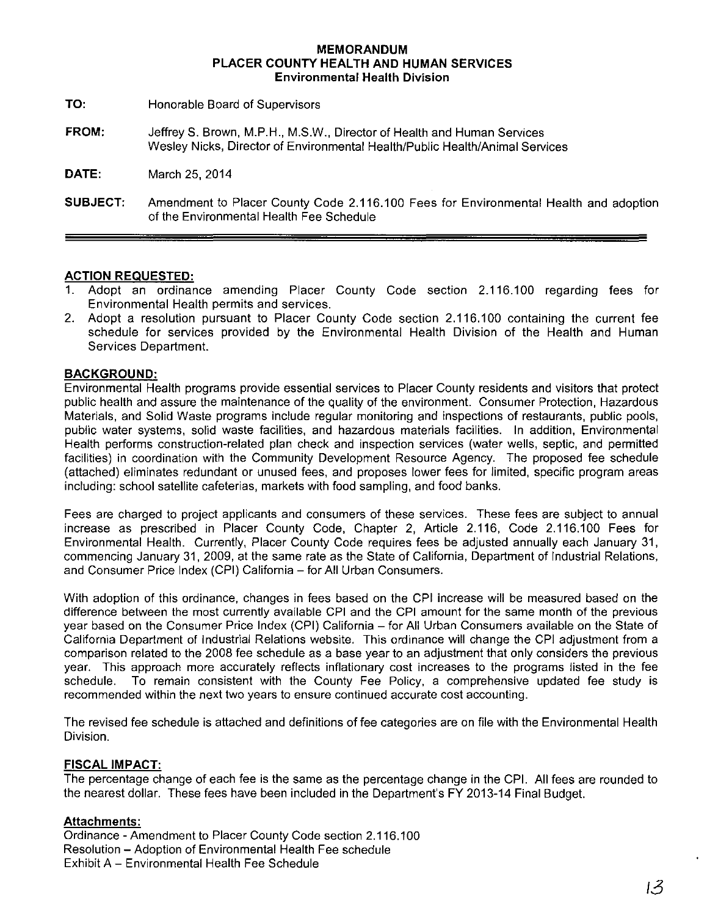# MEMORANDUM
## PLACER COUNTY HEALTH AND HUMAN SERVICES
### Environmental Health Division

**TO:** Honorable Board of Supervisors

**FROM:** Jeffrey S. Brown, M.P.H., M.S.W., Director of Health and Human Services
Wesley Nicks, Director of Environmental Health/Public Health/Animal Services

**DATE:** March 25, 2014

**SUBJECT:** Amendment to Placer County Code 2.116.100 Fees for Environmental Health and adoption of the Environmental Health Fee Schedule

---

**ACTION REQUESTED:**

1. Adopt an ordinance amending Placer County Code section 2.116.100 regarding fees for Environmental Health permits and services.
2. Adopt a resolution pursuant to Placer County Code section 2.116.100 containing the current fee schedule for services provided by the Environmental Health Division of the Health and Human Services Department.

**BACKGROUND:**

Environmental Health programs provide essential services to Placer County residents and visitors that protect public health and assure the maintenance of the quality of the environment. Consumer Protection, Hazardous Materials, and Solid Waste programs include regular monitoring and inspections of restaurants, public pools, public water systems, solid waste facilities, and hazardous materials facilities. In addition, Environmental Health performs construction-related plan check and inspection services (water wells, septic, and permitted facilities) in coordination with the Community Development Resource Agency. The proposed fee schedule (attached) eliminates redundant or unused fees, and proposes lower fees for limited, specific program areas including: school satellite cafeterias, markets with food sampling, and food banks.

Fees are charged to project applicants and consumers of these services. These fees are subject to annual increase as prescribed in Placer County Code, Chapter 2, Article 2.116, Code 2.116.100 Fees for Environmental Health. Currently, Placer County Code requires fees be adjusted annually each January 31, commencing January 31, 2009, at the same rate as the State of California, Department of Industrial Relations, and Consumer Price Index (CPI) California – for All Urban Consumers.

With adoption of this ordinance, changes in fees based on the CPI increase will be measured based on the difference between the most currently available CPI and the CPI amount for the same month of the previous year based on the Consumer Price Index (CPI) California – for All Urban Consumers available on the State of California Department of Industrial Relations website. This ordinance will change the CPI adjustment from a comparison related to the 2008 fee schedule as a base year to an adjustment that only considers the previous year. This approach more accurately reflects inflationary cost increases to the programs listed in the fee schedule. To remain consistent with the County Fee Policy, a comprehensive updated fee study is recommended within the next two years to ensure continued accurate cost accounting.

The revised fee schedule is attached and definitions of fee categories are on file with the Environmental Health Division.

**FISCAL IMPACT:**

The percentage change of each fee is the same as the percentage change in the CPI. All fees are rounded to the nearest dollar. These fees have been included in the Department's FY 2013-14 Final Budget.

**Attachments:**

Ordinance - Amendment to Placer County Code section 2.116.100
Resolution – Adoption of Environmental Health Fee schedule
Exhibit A – Environmental Health Fee Schedule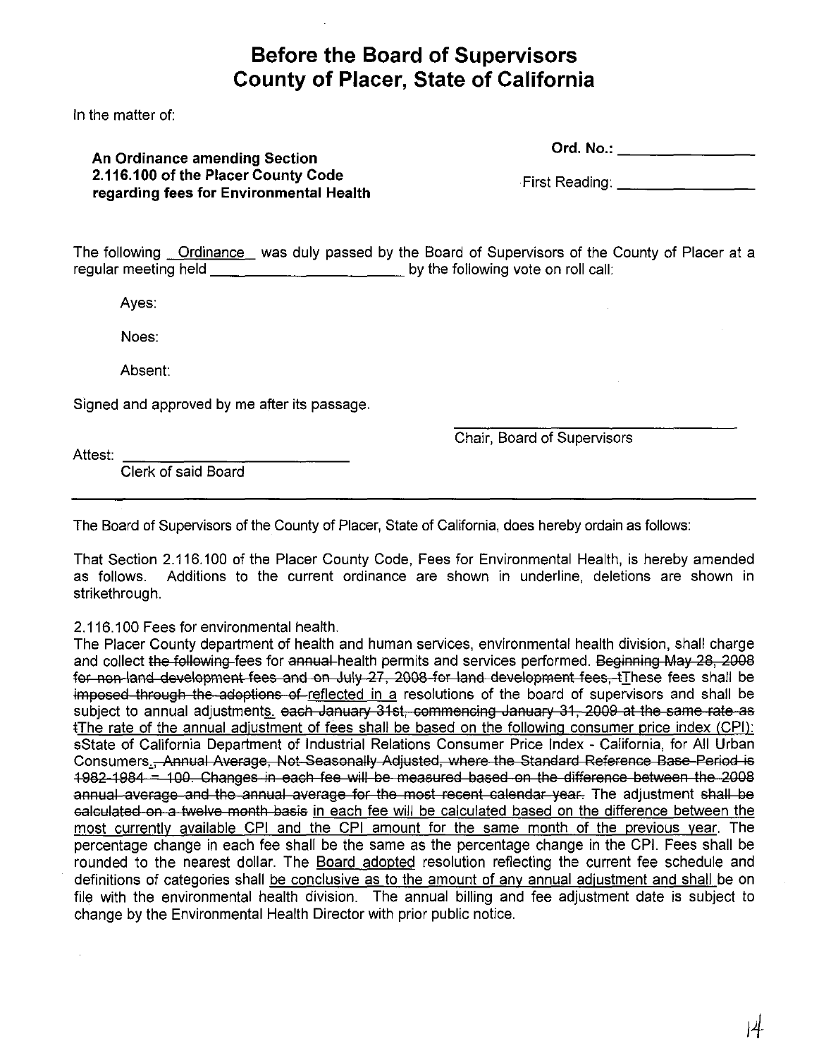# Before the Board of Supervisors
# County of Placer, State of California

In the matter of:

**An Ordinance amending Section 2.116.100 of the Placer County Code regarding fees for Environmental Health**

**Ord. No.:** \_\_\_\_\_\_\_\_\_\_\_\_\_\_\_\_

First Reading: \_\_\_\_\_\_\_\_\_\_\_\_\_\_\_\_

The following <u>Ordinance</u> was duly passed by the Board of Supervisors of the County of Placer at a regular meeting held \_\_\_\_\_\_\_\_\_\_\_\_\_\_\_\_\_\_\_\_\_\_ by the following vote on roll call:

Ayes:

Noes:

Absent:

Signed and approved by me after its passage.

\_\_\_\_\_\_\_\_\_\_\_\_\_\_\_\_\_\_\_\_\_\_\_\_\_\_\_\_\_\_
Chair, Board of Supervisors

Attest: \_\_\_\_\_\_\_\_\_\_\_\_\_\_\_\_\_\_\_\_\_\_\_\_\_\_
Clerk of said Board

---

The Board of Supervisors of the County of Placer, State of California, does hereby ordain as follows:

That Section 2.116.100 of the Placer County Code, Fees for Environmental Health, is hereby amended as follows. Additions to the current ordinance are shown in underline, deletions are shown in strikethrough.

2.116.100 Fees for environmental health.

The Placer County department of health and human services, environmental health division, shall charge and collect ~~the following~~ fees for ~~annual~~ health permits and services performed. ~~Beginning May 28, 2008 for non-land development fees and on July 27, 2008 for land development fees, t~~<u>T</u>hese fees shall be ~~imposed through the adoptions of~~ <u>reflected in a</u> resolutions of the board of supervisors and shall be subject to annual adjustments<u>.</u> ~~each January 31st, commencing January 31, 2009 at the same rate as t~~<u>The rate of the annual adjustment of fees shall be based on the following consumer price index (CPI):</u> ~~s~~<u>S</u>tate of California Department of Industrial Relations Consumer Price Index - California, for All Urban Consumers<u>.</u>~~, Annual Average, Not Seasonally Adjusted, where the Standard Reference Base Period is 1982-1984 = 100. Changes in each fee will be measured based on the difference between the 2008 annual average and the annual average for the most recent calendar year.~~ The adjustment ~~shall be calculated on a twelve month basis~~ <u>in each fee will be calculated based on the difference between the most currently available CPI and the CPI amount for the same month of the previous year</u>. The percentage change in each fee shall be the same as the percentage change in the CPI. Fees shall be rounded to the nearest dollar. The <u>Board adopted</u> resolution reflecting the current fee schedule and definitions of categories shall <u>be conclusive as to the amount of any annual adjustment and shall</u> be on file with the environmental health division. The annual billing and fee adjustment date is subject to change by the Environmental Health Director with prior public notice.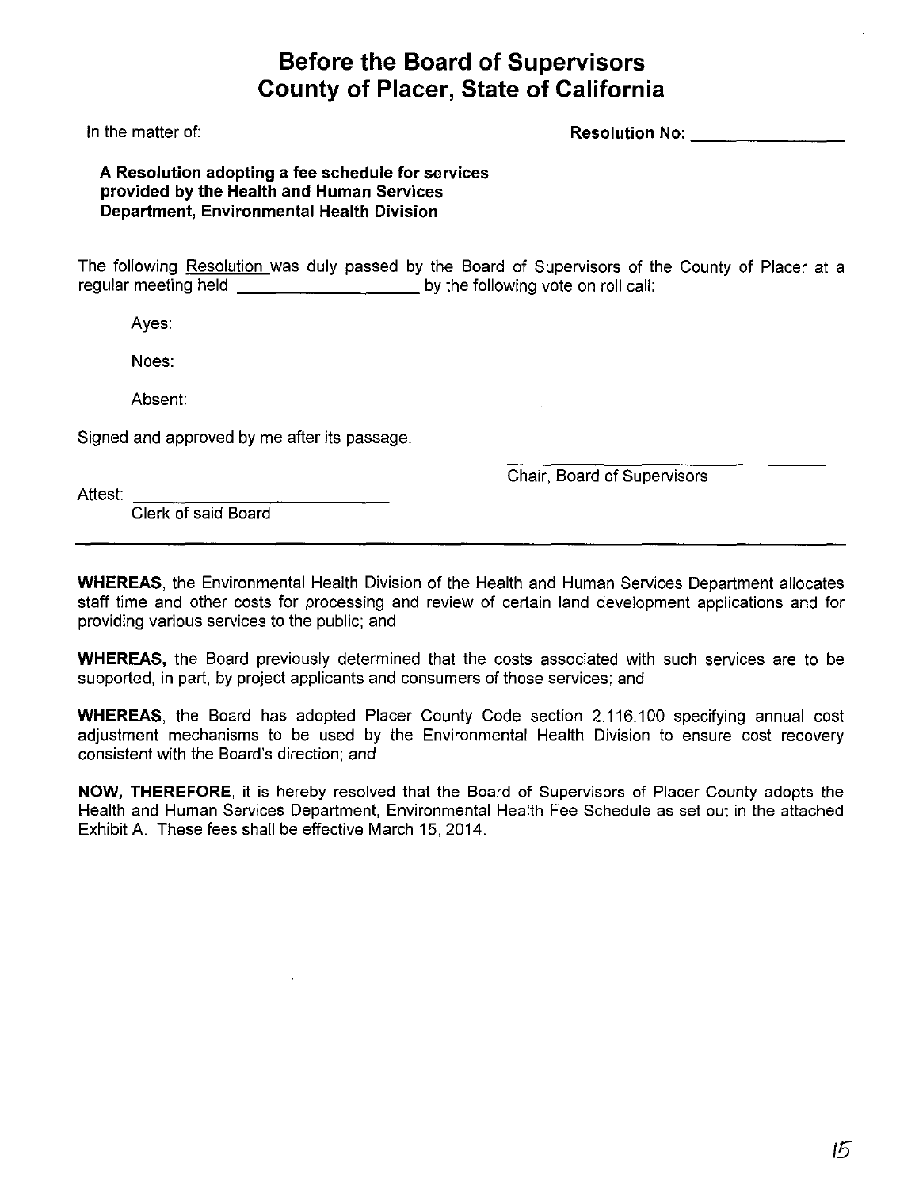# Before the Board of Supervisors County of Placer, State of California

In the matter of:

**Resolution No:** ________________

**A Resolution adopting a fee schedule for services provided by the Health and Human Services Department, Environmental Health Division**

The following Resolution was duly passed by the Board of Supervisors of the County of Placer at a regular meeting held ____________________ by the following vote on roll call:

Ayes:

Noes:

Absent:

Signed and approved by me after its passage.

________________________________
Chair, Board of Supervisors

Attest: ____________________________
Clerk of said Board

---

**WHEREAS**, the Environmental Health Division of the Health and Human Services Department allocates staff time and other costs for processing and review of certain land development applications and for providing various services to the public; and

**WHEREAS,** the Board previously determined that the costs associated with such services are to be supported, in part, by project applicants and consumers of those services; and

**WHEREAS**, the Board has adopted Placer County Code section 2.116.100 specifying annual cost adjustment mechanisms to be used by the Environmental Health Division to ensure cost recovery consistent with the Board's direction; and

**NOW, THEREFORE**, it is hereby resolved that the Board of Supervisors of Placer County adopts the Health and Human Services Department, Environmental Health Fee Schedule as set out in the attached Exhibit A. These fees shall be effective March 15, 2014.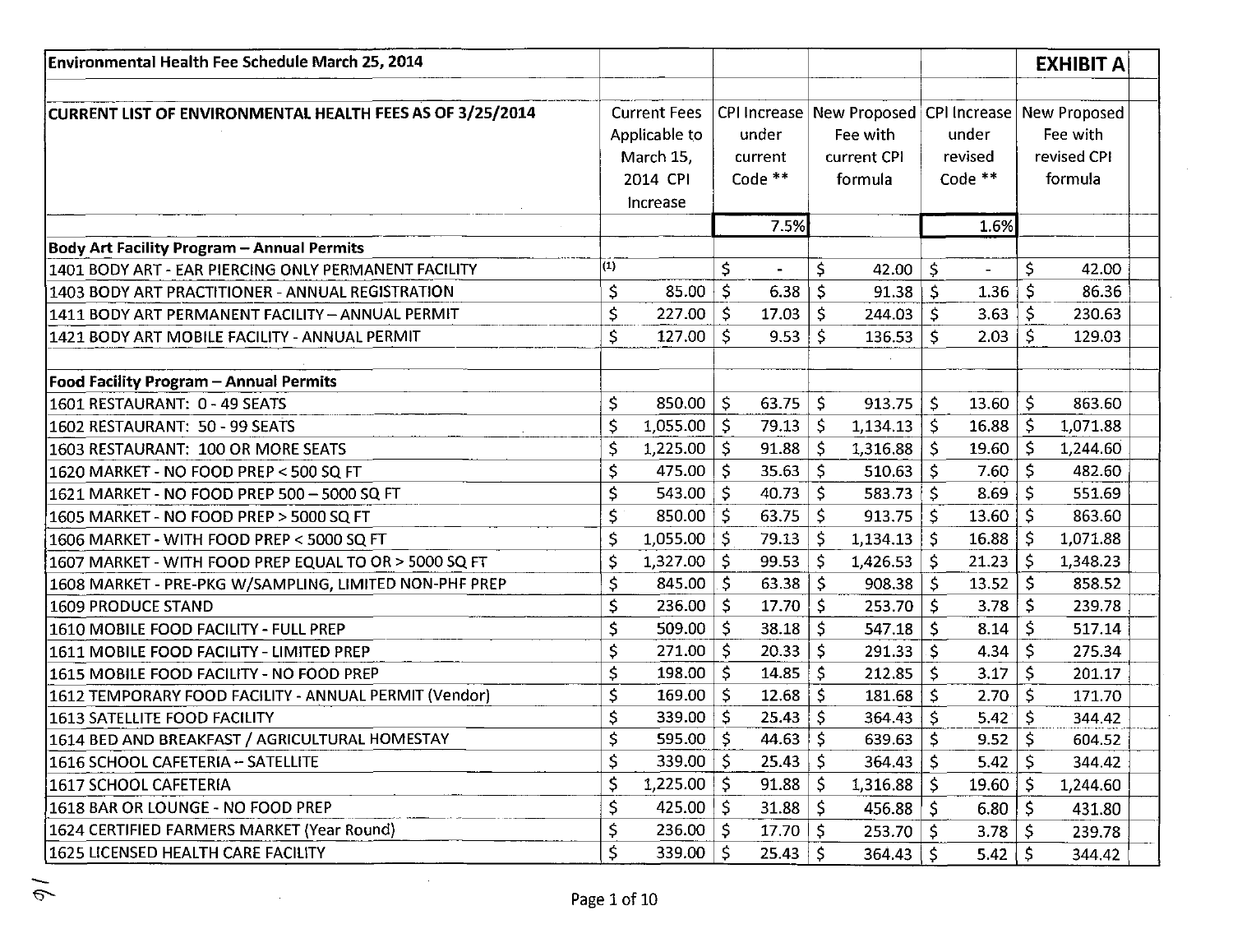| Environmental Health Fee Schedule March 25, 2014 | | | | | EXHIBIT A |
|---|---|---|---|---|---|
| CURRENT LIST OF ENVIRONMENTAL HEALTH FEES AS OF 3/25/2014 | Current Fees Applicable to March 15, 2014 CPI Increase | CPI Increase under current Code ** | New Proposed Fee with current CPI formula | CPI Increase under revised Code ** | New Proposed Fee with revised CPI formula |
| | | 7.5% | | 1.6% | |
| **Body Art Facility Program – Annual Permits** | | | | | |
| 1401 BODY ART - EAR PIERCING ONLY PERMANENT FACILITY | (1) | $ - | $ 42.00 | $ - | $ 42.00 |
| 1403 BODY ART PRACTITIONER - ANNUAL REGISTRATION | $ 85.00 | $ 6.38 | $ 91.38 | $ 1.36 | $ 86.36 |
| 1411 BODY ART PERMANENT FACILITY – ANNUAL PERMIT | $ 227.00 | $ 17.03 | $ 244.03 | $ 3.63 | $ 230.63 |
| 1421 BODY ART MOBILE FACILITY - ANNUAL PERMIT | $ 127.00 | $ 9.53 | $ 136.53 | $ 2.03 | $ 129.03 |
| | | | | | |
| **Food Facility Program – Annual Permits** | | | | | |
| 1601 RESTAURANT: 0 - 49 SEATS | $ 850.00 | $ 63.75 | $ 913.75 | $ 13.60 | $ 863.60 |
| 1602 RESTAURANT: 50 - 99 SEATS | $ 1,055.00 | $ 79.13 | $ 1,134.13 | $ 16.88 | $ 1,071.88 |
| 1603 RESTAURANT: 100 OR MORE SEATS | $ 1,225.00 | $ 91.88 | $ 1,316.88 | $ 19.60 | $ 1,244.60 |
| 1620 MARKET - NO FOOD PREP < 500 SQ FT | $ 475.00 | $ 35.63 | $ 510.63 | $ 7.60 | $ 482.60 |
| 1621 MARKET - NO FOOD PREP 500 – 5000 SQ FT | $ 543.00 | $ 40.73 | $ 583.73 | $ 8.69 | $ 551.69 |
| 1605 MARKET - NO FOOD PREP > 5000 SQ FT | $ 850.00 | $ 63.75 | $ 913.75 | $ 13.60 | $ 863.60 |
| 1606 MARKET - WITH FOOD PREP < 5000 SQ FT | $ 1,055.00 | $ 79.13 | $ 1,134.13 | $ 16.88 | $ 1,071.88 |
| 1607 MARKET - WITH FOOD PREP EQUAL TO OR > 5000 SQ FT | $ 1,327.00 | $ 99.53 | $ 1,426.53 | $ 21.23 | $ 1,348.23 |
| 1608 MARKET - PRE-PKG W/SAMPLING, LIMITED NON-PHF PREP | $ 845.00 | $ 63.38 | $ 908.38 | $ 13.52 | $ 858.52 |
| 1609 PRODUCE STAND | $ 236.00 | $ 17.70 | $ 253.70 | $ 3.78 | $ 239.78 |
| 1610 MOBILE FOOD FACILITY - FULL PREP | $ 509.00 | $ 38.18 | $ 547.18 | $ 8.14 | $ 517.14 |
| 1611 MOBILE FOOD FACILITY - LIMITED PREP | $ 271.00 | $ 20.33 | $ 291.33 | $ 4.34 | $ 275.34 |
| 1615 MOBILE FOOD FACILITY - NO FOOD PREP | $ 198.00 | $ 14.85 | $ 212.85 | $ 3.17 | $ 201.17 |
| 1612 TEMPORARY FOOD FACILITY - ANNUAL PERMIT (Vendor) | $ 169.00 | $ 12.68 | $ 181.68 | $ 2.70 | $ 171.70 |
| 1613 SATELLITE FOOD FACILITY | $ 339.00 | $ 25.43 | $ 364.43 | $ 5.42 | $ 344.42 |
| 1614 BED AND BREAKFAST / AGRICULTURAL HOMESTAY | $ 595.00 | $ 44.63 | $ 639.63 | $ 9.52 | $ 604.52 |
| 1616 SCHOOL CAFETERIA -- SATELLITE | $ 339.00 | $ 25.43 | $ 364.43 | $ 5.42 | $ 344.42 |
| 1617 SCHOOL CAFETERIA | $ 1,225.00 | $ 91.88 | $ 1,316.88 | $ 19.60 | $ 1,244.60 |
| 1618 BAR OR LOUNGE - NO FOOD PREP | $ 425.00 | $ 31.88 | $ 456.88 | $ 6.80 | $ 431.80 |
| 1624 CERTIFIED FARMERS MARKET (Year Round) | $ 236.00 | $ 17.70 | $ 253.70 | $ 3.78 | $ 239.78 |
| 1625 LICENSED HEALTH CARE FACILITY | $ 339.00 | $ 25.43 | $ 364.43 | $ 5.42 | $ 344.42 |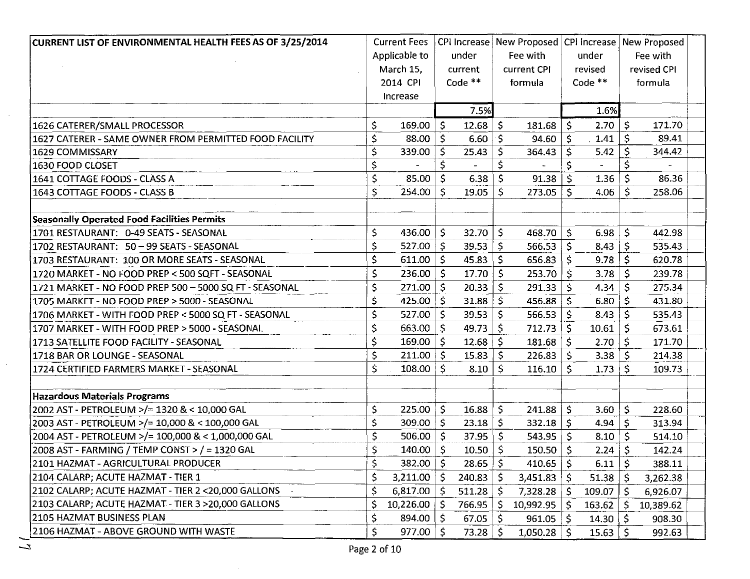| CURRENT LIST OF ENVIRONMENTAL HEALTH FEES AS OF 3/25/2014 | Current Fees Applicable to March 15, 2014 CPI Increase | CPI Increase under current Code ** | New Proposed Fee with current CPI formula | CPI Increase under revised Code ** | New Proposed Fee with revised CPI formula |
|---|---|---|---|---|---|
| | | 7.5% | | 1.6% | |
| 1626 CATERER/SMALL PROCESSOR | $ 169.00 | $ 12.68 | $ 181.68 | $ 2.70 | $ 171.70 |
| 1627 CATERER - SAME OWNER FROM PERMITTED FOOD FACILITY | $ 88.00 | $ 6.60 | $ 94.60 | $ 1.41 | $ 89.41 |
| 1629 COMMISSARY | $ 339.00 | $ 25.43 | $ 364.43 | $ 5.42 | $ 344.42 |
| 1630 FOOD CLOSET | $ - | $ - | $ - | $ - | $ - |
| 1641 COTTAGE FOODS - CLASS A | $ 85.00 | $ 6.38 | $ 91.38 | $ 1.36 | $ 86.36 |
| 1643 COTTAGE FOODS - CLASS B | $ 254.00 | $ 19.05 | $ 273.05 | $ 4.06 | $ 258.06 |
| | | | | | |
| **Seasonally Operated Food Facilities Permits** | | | | | |
| 1701 RESTAURANT: 0-49 SEATS - SEASONAL | $ 436.00 | $ 32.70 | $ 468.70 | $ 6.98 | $ 442.98 |
| 1702 RESTAURANT: 50 – 99 SEATS - SEASONAL | $ 527.00 | $ 39.53 | $ 566.53 | $ 8.43 | $ 535.43 |
| 1703 RESTAURANT: 100 OR MORE SEATS - SEASONAL | $ 611.00 | $ 45.83 | $ 656.83 | $ 9.78 | $ 620.78 |
| 1720 MARKET - NO FOOD PREP < 500 SQFT - SEASONAL | $ 236.00 | $ 17.70 | $ 253.70 | $ 3.78 | $ 239.78 |
| 1721 MARKET - NO FOOD PREP 500 – 5000 SQ FT - SEASONAL | $ 271.00 | $ 20.33 | $ 291.33 | $ 4.34 | $ 275.34 |
| 1705 MARKET - NO FOOD PREP > 5000 - SEASONAL | $ 425.00 | $ 31.88 | $ 456.88 | $ 6.80 | $ 431.80 |
| 1706 MARKET - WITH FOOD PREP < 5000 SQ FT - SEASONAL | $ 527.00 | $ 39.53 | $ 566.53 | $ 8.43 | $ 535.43 |
| 1707 MARKET - WITH FOOD PREP > 5000 - SEASONAL | $ 663.00 | $ 49.73 | $ 712.73 | $ 10.61 | $ 673.61 |
| 1713 SATELLITE FOOD FACILITY - SEASONAL | $ 169.00 | $ 12.68 | $ 181.68 | $ 2.70 | $ 171.70 |
| 1718 BAR OR LOUNGE - SEASONAL | $ 211.00 | $ 15.83 | $ 226.83 | $ 3.38 | $ 214.38 |
| 1724 CERTIFIED FARMERS MARKET - SEASONAL | $ 108.00 | $ 8.10 | $ 116.10 | $ 1.73 | $ 109.73 |
| | | | | | |
| **Hazardous Materials Programs** | | | | | |
| 2002 AST - PETROLEUM >/= 1320 & < 10,000 GAL | $ 225.00 | $ 16.88 | $ 241.88 | $ 3.60 | $ 228.60 |
| 2003 AST - PETROLEUM >/= 10,000 & < 100,000 GAL | $ 309.00 | $ 23.18 | $ 332.18 | $ 4.94 | $ 313.94 |
| 2004 AST - PETROLEUM >/= 100,000 & < 1,000,000 GAL | $ 506.00 | $ 37.95 | $ 543.95 | $ 8.10 | $ 514.10 |
| 2008 AST - FARMING / TEMP CONST > / = 1320 GAL | $ 140.00 | $ 10.50 | $ 150.50 | $ 2.24 | $ 142.24 |
| 2101 HAZMAT - AGRICULTURAL PRODUCER | $ 382.00 | $ 28.65 | $ 410.65 | $ 6.11 | $ 388.11 |
| 2104 CALARP; ACUTE HAZMAT - TIER 1 | $ 3,211.00 | $ 240.83 | $ 3,451.83 | $ 51.38 | $ 3,262.38 |
| 2102 CALARP; ACUTE HAZMAT - TIER 2 <20,000 GALLONS | $ 6,817.00 | $ 511.28 | $ 7,328.28 | $ 109.07 | $ 6,926.07 |
| 2103 CALARP; ACUTE HAZMAT - TIER 3 >20,000 GALLONS | $ 10,226.00 | $ 766.95 | $ 10,992.95 | $ 163.62 | $ 10,389.62 |
| 2105 HAZMAT BUSINESS PLAN | $ 894.00 | $ 67.05 | $ 961.05 | $ 14.30 | $ 908.30 |
| 2106 HAZMAT - ABOVE GROUND WITH WASTE | $ 977.00 | $ 73.28 | $ 1,050.28 | $ 15.63 | $ 992.63 |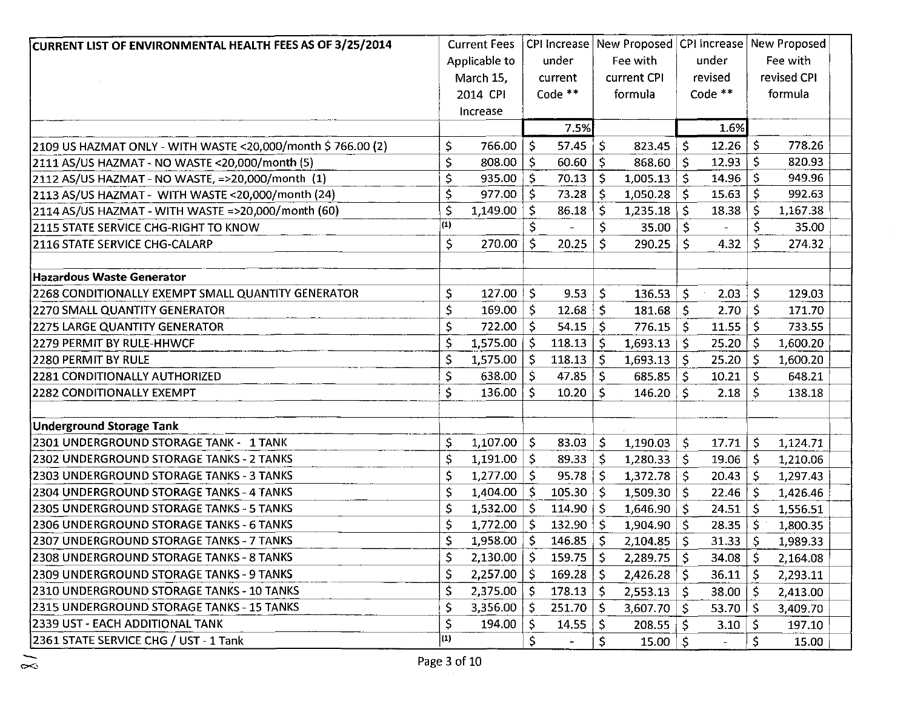| CURRENT LIST OF ENVIRONMENTAL HEALTH FEES AS OF 3/25/2014 | Current Fees Applicable to March 15, 2014 CPI Increase | CPI Increase under current Code ** | New Proposed Fee with current CPI formula | CPI Increase under revised Code ** | New Proposed Fee with revised CPI formula |
|---|---|---|---|---|---|
| | | 7.5% | | 1.6% | |
| 2109 US HAZMAT ONLY - WITH WASTE <20,000/month $ 766.00 (2) | $ 766.00 | $ 57.45 | $ 823.45 | $ 12.26 | $ 778.26 |
| 2111 AS/US HAZMAT - NO WASTE <20,000/month (5) | $ 808.00 | $ 60.60 | $ 868.60 | $ 12.93 | $ 820.93 |
| 2112 AS/US HAZMAT - NO WASTE, =>20,000/month (1) | $ 935.00 | $ 70.13 | $ 1,005.13 | $ 14.96 | $ 949.96 |
| 2113 AS/US HAZMAT - WITH WASTE <20,000/month (24) | $ 977.00 | $ 73.28 | $ 1,050.28 | $ 15.63 | $ 992.63 |
| 2114 AS/US HAZMAT - WITH WASTE =>20,000/month (60) | $ 1,149.00 | $ 86.18 | $ 1,235.18 | $ 18.38 | $ 1,167.38 |
| 2115 STATE SERVICE CHG-RIGHT TO KNOW | (1) | $ - | $ 35.00 | $ - | $ 35.00 |
| 2116 STATE SERVICE CHG-CALARP | $ 270.00 | $ 20.25 | $ 290.25 | $ 4.32 | $ 274.32 |
| | | | | | |
| **Hazardous Waste Generator** | | | | | |
| 2268 CONDITIONALLY EXEMPT SMALL QUANTITY GENERATOR | $ 127.00 | $ 9.53 | $ 136.53 | $ 2.03 | $ 129.03 |
| 2270 SMALL QUANTITY GENERATOR | $ 169.00 | $ 12.68 | $ 181.68 | $ 2.70 | $ 171.70 |
| 2275 LARGE QUANTITY GENERATOR | $ 722.00 | $ 54.15 | $ 776.15 | $ 11.55 | $ 733.55 |
| 2279 PERMIT BY RULE-HHWCF | $ 1,575.00 | $ 118.13 | $ 1,693.13 | $ 25.20 | $ 1,600.20 |
| 2280 PERMIT BY RULE | $ 1,575.00 | $ 118.13 | $ 1,693.13 | $ 25.20 | $ 1,600.20 |
| 2281 CONDITIONALLY AUTHORIZED | $ 638.00 | $ 47.85 | $ 685.85 | $ 10.21 | $ 648.21 |
| 2282 CONDITIONALLY EXEMPT | $ 136.00 | $ 10.20 | $ 146.20 | $ 2.18 | $ 138.18 |
| | | | | | |
| **Underground Storage Tank** | | | | | |
| 2301 UNDERGROUND STORAGE TANK - 1 TANK | $ 1,107.00 | $ 83.03 | $ 1,190.03 | $ 17.71 | $ 1,124.71 |
| 2302 UNDERGROUND STORAGE TANKS - 2 TANKS | $ 1,191.00 | $ 89.33 | $ 1,280.33 | $ 19.06 | $ 1,210.06 |
| 2303 UNDERGROUND STORAGE TANKS - 3 TANKS | $ 1,277.00 | $ 95.78 | $ 1,372.78 | $ 20.43 | $ 1,297.43 |
| 2304 UNDERGROUND STORAGE TANKS - 4 TANKS | $ 1,404.00 | $ 105.30 | $ 1,509.30 | $ 22.46 | $ 1,426.46 |
| 2305 UNDERGROUND STORAGE TANKS - 5 TANKS | $ 1,532.00 | $ 114.90 | $ 1,646.90 | $ 24.51 | $ 1,556.51 |
| 2306 UNDERGROUND STORAGE TANKS - 6 TANKS | $ 1,772.00 | $ 132.90 | $ 1,904.90 | $ 28.35 | $ 1,800.35 |
| 2307 UNDERGROUND STORAGE TANKS - 7 TANKS | $ 1,958.00 | $ 146.85 | $ 2,104.85 | $ 31.33 | $ 1,989.33 |
| 2308 UNDERGROUND STORAGE TANKS - 8 TANKS | $ 2,130.00 | $ 159.75 | $ 2,289.75 | $ 34.08 | $ 2,164.08 |
| 2309 UNDERGROUND STORAGE TANKS - 9 TANKS | $ 2,257.00 | $ 169.28 | $ 2,426.28 | $ 36.11 | $ 2,293.11 |
| 2310 UNDERGROUND STORAGE TANKS - 10 TANKS | $ 2,375.00 | $ 178.13 | $ 2,553.13 | $ 38.00 | $ 2,413.00 |
| 2315 UNDERGROUND STORAGE TANKS - 15 TANKS | $ 3,356.00 | $ 251.70 | $ 3,607.70 | $ 53.70 | $ 3,409.70 |
| 2339 UST - EACH ADDITIONAL TANK | $ 194.00 | $ 14.55 | $ 208.55 | $ 3.10 | $ 197.10 |
| 2361 STATE SERVICE CHG / UST - 1 Tank | (1) | $ - | $ 15.00 | $ - | $ 15.00 |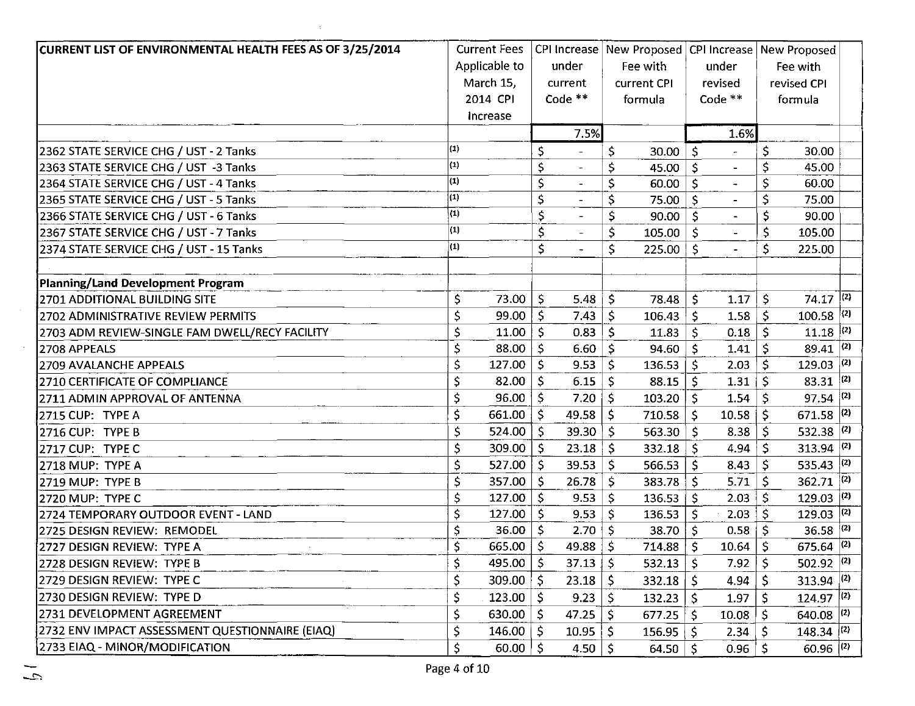| CURRENT LIST OF ENVIRONMENTAL HEALTH FEES AS OF 3/25/2014 | Current Fees Applicable to March 15, 2014 CPI Increase | CPI Increase under current Code ** | New Proposed Fee with current CPI formula | CPI Increase under revised Code ** | New Proposed Fee with revised CPI formula | |
|---|---|---|---|---|---|---|
| | | 7.5% | | 1.6% | | |
| 2362 STATE SERVICE CHG / UST - 2 Tanks | (1) | $ - | $ 30.00 | $ - | $ 30.00 | |
| 2363 STATE SERVICE CHG / UST -3 Tanks | (1) | $ - | $ 45.00 | $ - | $ 45.00 | |
| 2364 STATE SERVICE CHG / UST - 4 Tanks | (1) | $ - | $ 60.00 | $ - | $ 60.00 | |
| 2365 STATE SERVICE CHG / UST - 5 Tanks | (1) | $ - | $ 75.00 | $ - | $ 75.00 | |
| 2366 STATE SERVICE CHG / UST - 6 Tanks | (1) | $ - | $ 90.00 | $ - | $ 90.00 | |
| 2367 STATE SERVICE CHG / UST - 7 Tanks | (1) | $ - | $ 105.00 | $ - | $ 105.00 | |
| 2374 STATE SERVICE CHG / UST - 15 Tanks | (1) | $ - | $ 225.00 | $ - | $ 225.00 | |
| | | | | | | |
| **Planning/Land Development Program** | | | | | | |
| 2701 ADDITIONAL BUILDING SITE | $ 73.00 | $ 5.48 | $ 78.48 | $ 1.17 | $ 74.17 | (2) |
| 2702 ADMINISTRATIVE REVIEW PERMITS | $ 99.00 | $ 7.43 | $ 106.43 | $ 1.58 | $ 100.58 | (2) |
| 2703 ADM REVIEW-SINGLE FAM DWELL/RECY FACILITY | $ 11.00 | $ 0.83 | $ 11.83 | $ 0.18 | $ 11.18 | (2) |
| 2708 APPEALS | $ 88.00 | $ 6.60 | $ 94.60 | $ 1.41 | $ 89.41 | (2) |
| 2709 AVALANCHE APPEALS | $ 127.00 | $ 9.53 | $ 136.53 | $ 2.03 | $ 129.03 | (2) |
| 2710 CERTIFICATE OF COMPLIANCE | $ 82.00 | $ 6.15 | $ 88.15 | $ 1.31 | $ 83.31 | (2) |
| 2711 ADMIN APPROVAL OF ANTENNA | $ 96.00 | $ 7.20 | $ 103.20 | $ 1.54 | $ 97.54 | (2) |
| 2715 CUP: TYPE A | $ 661.00 | $ 49.58 | $ 710.58 | $ 10.58 | $ 671.58 | (2) |
| 2716 CUP: TYPE B | $ 524.00 | $ 39.30 | $ 563.30 | $ 8.38 | $ 532.38 | (2) |
| 2717 CUP: TYPE C | $ 309.00 | $ 23.18 | $ 332.18 | $ 4.94 | $ 313.94 | (2) |
| 2718 MUP: TYPE A | $ 527.00 | $ 39.53 | $ 566.53 | $ 8.43 | $ 535.43 | (2) |
| 2719 MUP: TYPE B | $ 357.00 | $ 26.78 | $ 383.78 | $ 5.71 | $ 362.71 | (2) |
| 2720 MUP: TYPE C | $ 127.00 | $ 9.53 | $ 136.53 | $ 2.03 | $ 129.03 | (2) |
| 2724 TEMPORARY OUTDOOR EVENT - LAND | $ 127.00 | $ 9.53 | $ 136.53 | $ 2.03 | $ 129.03 | (2) |
| 2725 DESIGN REVIEW: REMODEL | $ 36.00 | $ 2.70 | $ 38.70 | $ 0.58 | $ 36.58 | (2) |
| 2727 DESIGN REVIEW: TYPE A | $ 665.00 | $ 49.88 | $ 714.88 | $ 10.64 | $ 675.64 | (2) |
| 2728 DESIGN REVIEW: TYPE B | $ 495.00 | $ 37.13 | $ 532.13 | $ 7.92 | $ 502.92 | (2) |
| 2729 DESIGN REVIEW: TYPE C | $ 309.00 | $ 23.18 | $ 332.18 | $ 4.94 | $ 313.94 | (2) |
| 2730 DESIGN REVIEW: TYPE D | $ 123.00 | $ 9.23 | $ 132.23 | $ 1.97 | $ 124.97 | (2) |
| 2731 DEVELOPMENT AGREEMENT | $ 630.00 | $ 47.25 | $ 677.25 | $ 10.08 | $ 640.08 | (2) |
| 2732 ENV IMPACT ASSESSMENT QUESTIONNAIRE (EIAQ) | $ 146.00 | $ 10.95 | $ 156.95 | $ 2.34 | $ 148.34 | (2) |
| 2733 EIAQ - MINOR/MODIFICATION | $ 60.00 | $ 4.50 | $ 64.50 | $ 0.96 | $ 60.96 | (2) |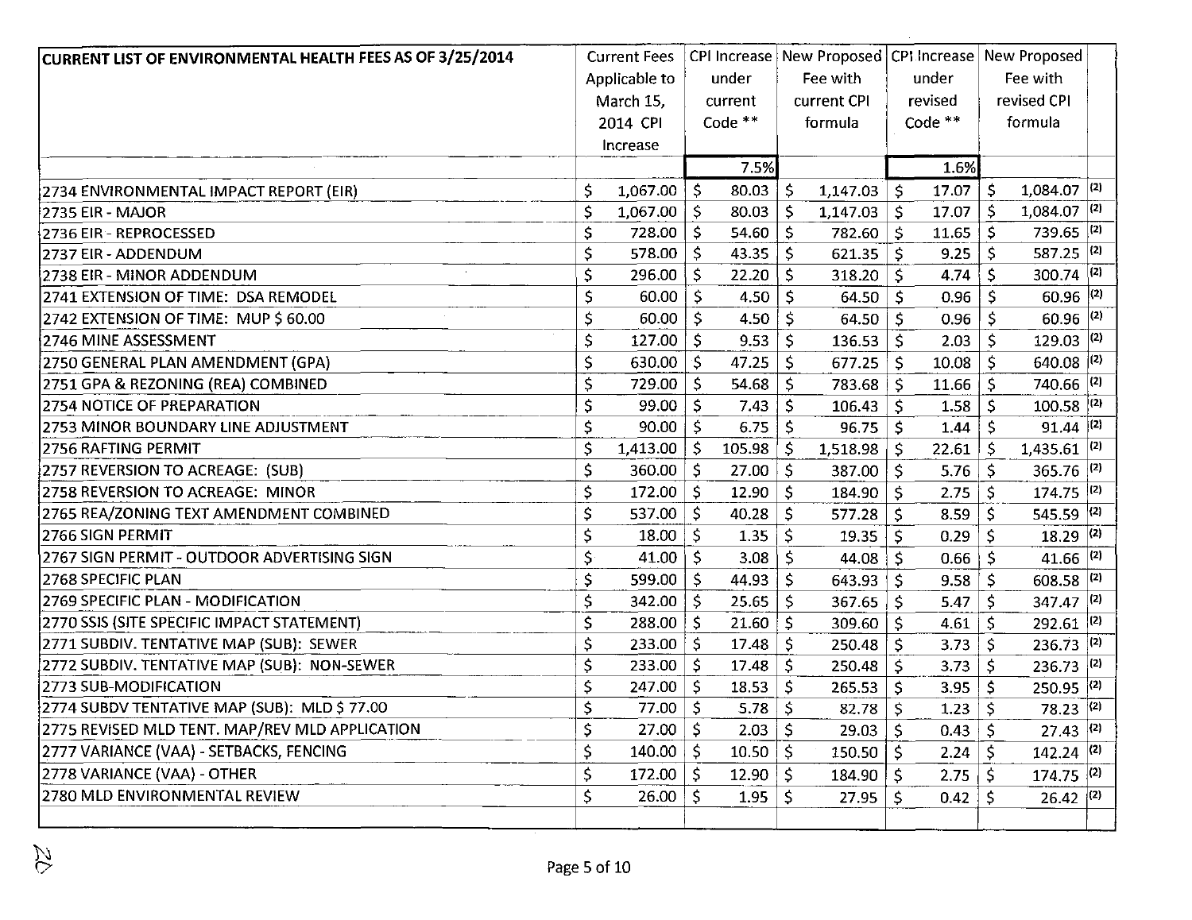| CURRENT LIST OF ENVIRONMENTAL HEALTH FEES AS OF 3/25/2014 | Current Fees Applicable to March 15, 2014 CPI Increase | CPI Increase under current Code ** | New Proposed Fee with current CPI formula | CPI Increase under revised Code ** | New Proposed Fee with revised CPI formula | |
|---|---|---|---|---|---|---|
| | | 7.5% | | 1.6% | | |
| 2734 ENVIRONMENTAL IMPACT REPORT (EIR) | $ 1,067.00 | $ 80.03 | $ 1,147.03 | $ 17.07 | $ 1,084.07 | (2) |
| 2735 EIR - MAJOR | $ 1,067.00 | $ 80.03 | $ 1,147.03 | $ 17.07 | $ 1,084.07 | (2) |
| 2736 EIR - REPROCESSED | $ 728.00 | $ 54.60 | $ 782.60 | $ 11.65 | $ 739.65 | (2) |
| 2737 EIR - ADDENDUM | $ 578.00 | $ 43.35 | $ 621.35 | $ 9.25 | $ 587.25 | (2) |
| 2738 EIR - MINOR ADDENDUM | $ 296.00 | $ 22.20 | $ 318.20 | $ 4.74 | $ 300.74 | (2) |
| 2741 EXTENSION OF TIME: DSA REMODEL | $ 60.00 | $ 4.50 | $ 64.50 | $ 0.96 | $ 60.96 | (2) |
| 2742 EXTENSION OF TIME: MUP $ 60.00 | $ 60.00 | $ 4.50 | $ 64.50 | $ 0.96 | $ 60.96 | (2) |
| 2746 MINE ASSESSMENT | $ 127.00 | $ 9.53 | $ 136.53 | $ 2.03 | $ 129.03 | (2) |
| 2750 GENERAL PLAN AMENDMENT (GPA) | $ 630.00 | $ 47.25 | $ 677.25 | $ 10.08 | $ 640.08 | (2) |
| 2751 GPA & REZONING (REA) COMBINED | $ 729.00 | $ 54.68 | $ 783.68 | $ 11.66 | $ 740.66 | (2) |
| 2754 NOTICE OF PREPARATION | $ 99.00 | $ 7.43 | $ 106.43 | $ 1.58 | $ 100.58 | (2) |
| 2753 MINOR BOUNDARY LINE ADJUSTMENT | $ 90.00 | $ 6.75 | $ 96.75 | $ 1.44 | $ 91.44 | (2) |
| 2756 RAFTING PERMIT | $ 1,413.00 | $ 105.98 | $ 1,518.98 | $ 22.61 | $ 1,435.61 | (2) |
| 2757 REVERSION TO ACREAGE: (SUB) | $ 360.00 | $ 27.00 | $ 387.00 | $ 5.76 | $ 365.76 | (2) |
| 2758 REVERSION TO ACREAGE: MINOR | $ 172.00 | $ 12.90 | $ 184.90 | $ 2.75 | $ 174.75 | (2) |
| 2765 REA/ZONING TEXT AMENDMENT COMBINED | $ 537.00 | $ 40.28 | $ 577.28 | $ 8.59 | $ 545.59 | (2) |
| 2766 SIGN PERMIT | $ 18.00 | $ 1.35 | $ 19.35 | $ 0.29 | $ 18.29 | (2) |
| 2767 SIGN PERMIT - OUTDOOR ADVERTISING SIGN | $ 41.00 | $ 3.08 | $ 44.08 | $ 0.66 | $ 41.66 | (2) |
| 2768 SPECIFIC PLAN | $ 599.00 | $ 44.93 | $ 643.93 | $ 9.58 | $ 608.58 | (2) |
| 2769 SPECIFIC PLAN - MODIFICATION | $ 342.00 | $ 25.65 | $ 367.65 | $ 5.47 | $ 347.47 | (2) |
| 2770 SSIS (SITE SPECIFIC IMPACT STATEMENT) | $ 288.00 | $ 21.60 | $ 309.60 | $ 4.61 | $ 292.61 | (2) |
| 2771 SUBDIV. TENTATIVE MAP (SUB): SEWER | $ 233.00 | $ 17.48 | $ 250.48 | $ 3.73 | $ 236.73 | (2) |
| 2772 SUBDIV. TENTATIVE MAP (SUB): NON-SEWER | $ 233.00 | $ 17.48 | $ 250.48 | $ 3.73 | $ 236.73 | (2) |
| 2773 SUB-MODIFICATION | $ 247.00 | $ 18.53 | $ 265.53 | $ 3.95 | $ 250.95 | (2) |
| 2774 SUBDV TENTATIVE MAP (SUB): MLD $ 77.00 | $ 77.00 | $ 5.78 | $ 82.78 | $ 1.23 | $ 78.23 | (2) |
| 2775 REVISED MLD TENT. MAP/REV MLD APPLICATION | $ 27.00 | $ 2.03 | $ 29.03 | $ 0.43 | $ 27.43 | (2) |
| 2777 VARIANCE (VAA) - SETBACKS, FENCING | $ 140.00 | $ 10.50 | $ 150.50 | $ 2.24 | $ 142.24 | (2) |
| 2778 VARIANCE (VAA) - OTHER | $ 172.00 | $ 12.90 | $ 184.90 | $ 2.75 | $ 174.75 | (2) |
| 2780 MLD ENVIRONMENTAL REVIEW | $ 26.00 | $ 1.95 | $ 27.95 | $ 0.42 | $ 26.42 | (2) |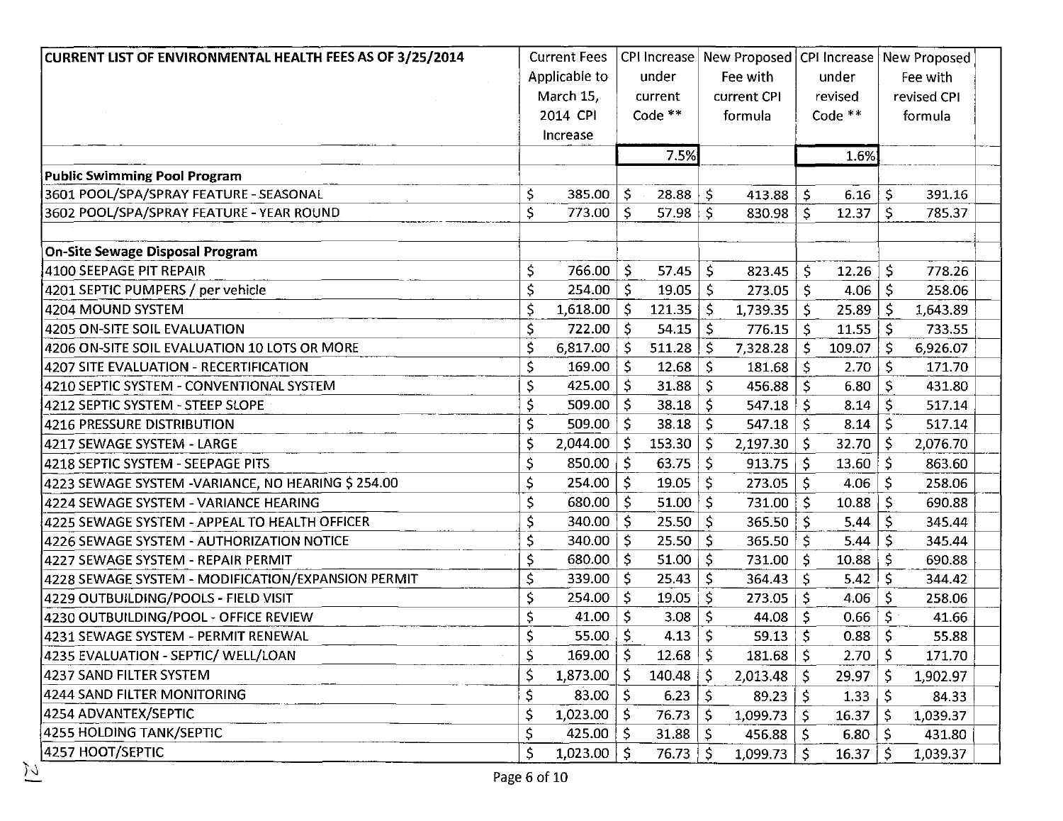| CURRENT LIST OF ENVIRONMENTAL HEALTH FEES AS OF 3/25/2014 | Current Fees Applicable to March 15, 2014 CPI Increase | CPI Increase under current Code ** | New Proposed Fee with current CPI formula | CPI Increase under revised Code ** | New Proposed Fee with revised CPI formula |
|---|---|---|---|---|---|
| | | 7.5% | | 1.6% | |
| **Public Swimming Pool Program** | | | | | |
| 3601 POOL/SPA/SPRAY FEATURE - SEASONAL | $ 385.00 | $ 28.88 | $ 413.88 | $ 6.16 | $ 391.16 |
| 3602 POOL/SPA/SPRAY FEATURE - YEAR ROUND | $ 773.00 | $ 57.98 | $ 830.98 | $ 12.37 | $ 785.37 |
| | | | | | |
| **On-Site Sewage Disposal Program** | | | | | |
| 4100 SEEPAGE PIT REPAIR | $ 766.00 | $ 57.45 | $ 823.45 | $ 12.26 | $ 778.26 |
| 4201 SEPTIC PUMPERS / per vehicle | $ 254.00 | $ 19.05 | $ 273.05 | $ 4.06 | $ 258.06 |
| 4204 MOUND SYSTEM | $ 1,618.00 | $ 121.35 | $ 1,739.35 | $ 25.89 | $ 1,643.89 |
| 4205 ON-SITE SOIL EVALUATION | $ 722.00 | $ 54.15 | $ 776.15 | $ 11.55 | $ 733.55 |
| 4206 ON-SITE SOIL EVALUATION 10 LOTS OR MORE | $ 6,817.00 | $ 511.28 | $ 7,328.28 | $ 109.07 | $ 6,926.07 |
| 4207 SITE EVALUATION - RECERTIFICATION | $ 169.00 | $ 12.68 | $ 181.68 | $ 2.70 | $ 171.70 |
| 4210 SEPTIC SYSTEM - CONVENTIONAL SYSTEM | $ 425.00 | $ 31.88 | $ 456.88 | $ 6.80 | $ 431.80 |
| 4212 SEPTIC SYSTEM - STEEP SLOPE | $ 509.00 | $ 38.18 | $ 547.18 | $ 8.14 | $ 517.14 |
| 4216 PRESSURE DISTRIBUTION | $ 509.00 | $ 38.18 | $ 547.18 | $ 8.14 | $ 517.14 |
| 4217 SEWAGE SYSTEM - LARGE | $ 2,044.00 | $ 153.30 | $ 2,197.30 | $ 32.70 | $ 2,076.70 |
| 4218 SEPTIC SYSTEM - SEEPAGE PITS | $ 850.00 | $ 63.75 | $ 913.75 | $ 13.60 | $ 863.60 |
| 4223 SEWAGE SYSTEM -VARIANCE, NO HEARING $ 254.00 | $ 254.00 | $ 19.05 | $ 273.05 | $ 4.06 | $ 258.06 |
| 4224 SEWAGE SYSTEM - VARIANCE HEARING | $ 680.00 | $ 51.00 | $ 731.00 | $ 10.88 | $ 690.88 |
| 4225 SEWAGE SYSTEM - APPEAL TO HEALTH OFFICER | $ 340.00 | $ 25.50 | $ 365.50 | $ 5.44 | $ 345.44 |
| 4226 SEWAGE SYSTEM - AUTHORIZATION NOTICE | $ 340.00 | $ 25.50 | $ 365.50 | $ 5.44 | $ 345.44 |
| 4227 SEWAGE SYSTEM - REPAIR PERMIT | $ 680.00 | $ 51.00 | $ 731.00 | $ 10.88 | $ 690.88 |
| 4228 SEWAGE SYSTEM - MODIFICATION/EXPANSION PERMIT | $ 339.00 | $ 25.43 | $ 364.43 | $ 5.42 | $ 344.42 |
| 4229 OUTBUILDING/POOLS - FIELD VISIT | $ 254.00 | $ 19.05 | $ 273.05 | $ 4.06 | $ 258.06 |
| 4230 OUTBUILDING/POOL - OFFICE REVIEW | $ 41.00 | $ 3.08 | $ 44.08 | $ 0.66 | $ 41.66 |
| 4231 SEWAGE SYSTEM - PERMIT RENEWAL | $ 55.00 | $ 4.13 | $ 59.13 | $ 0.88 | $ 55.88 |
| 4235 EVALUATION - SEPTIC/ WELL/LOAN | $ 169.00 | $ 12.68 | $ 181.68 | $ 2.70 | $ 171.70 |
| 4237 SAND FILTER SYSTEM | $ 1,873.00 | $ 140.48 | $ 2,013.48 | $ 29.97 | $ 1,902.97 |
| 4244 SAND FILTER MONITORING | $ 83.00 | $ 6.23 | $ 89.23 | $ 1.33 | $ 84.33 |
| 4254 ADVANTEX/SEPTIC | $ 1,023.00 | $ 76.73 | $ 1,099.73 | $ 16.37 | $ 1,039.37 |
| 4255 HOLDING TANK/SEPTIC | $ 425.00 | $ 31.88 | $ 456.88 | $ 6.80 | $ 431.80 |
| 4257 HOOT/SEPTIC | $ 1,023.00 | $ 76.73 | $ 1,099.73 | $ 16.37 | $ 1,039.37 |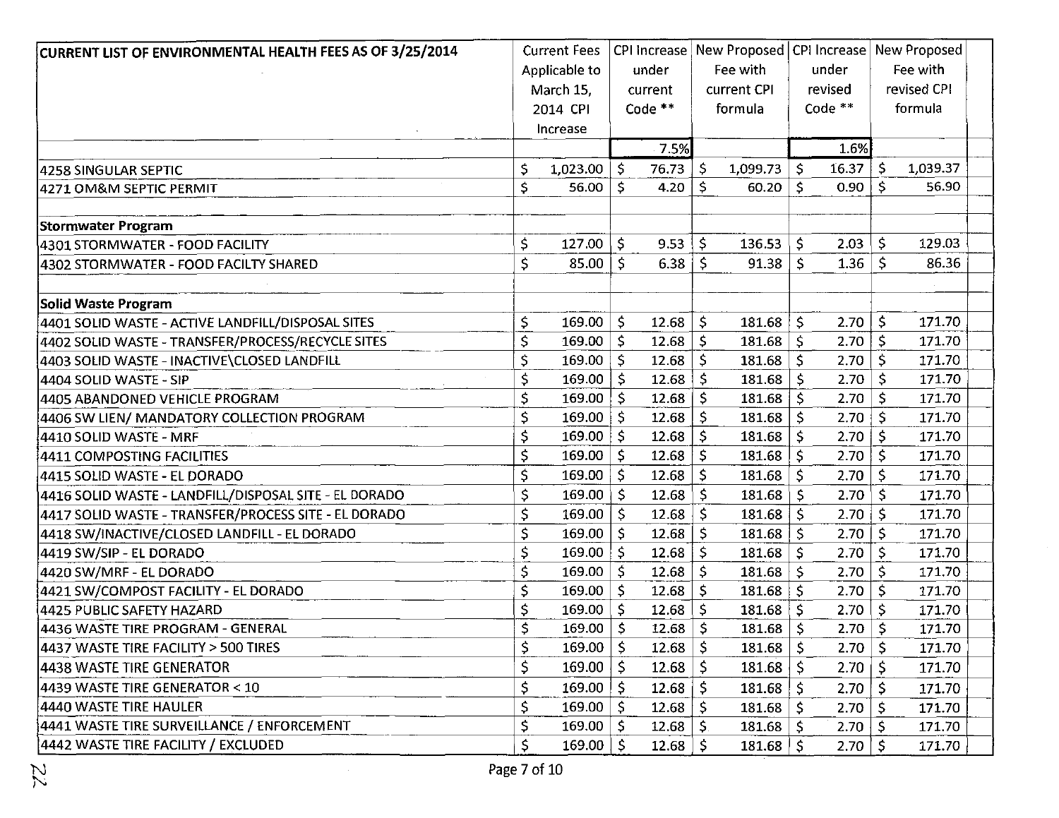| CURRENT LIST OF ENVIRONMENTAL HEALTH FEES AS OF 3/25/2014 | Current Fees Applicable to March 15, 2014 CPI Increase | CPI Increase under current Code ** | New Proposed Fee with current CPI formula | CPI Increase under revised Code ** | New Proposed Fee with revised CPI formula |
|---|---|---|---|---|---|
| | | 7.5% | | 1.6% | |
| 4258 SINGULAR SEPTIC | $ 1,023.00 | $ 76.73 | $ 1,099.73 | $ 16.37 | $ 1,039.37 |
| 4271 OM&M SEPTIC PERMIT | $ 56.00 | $ 4.20 | $ 60.20 | $ 0.90 | $ 56.90 |
| | | | | | |
| **Stormwater Program** | | | | | |
| 4301 STORMWATER - FOOD FACILITY | $ 127.00 | $ 9.53 | $ 136.53 | $ 2.03 | $ 129.03 |
| 4302 STORMWATER - FOOD FACILTY SHARED | $ 85.00 | $ 6.38 | $ 91.38 | $ 1.36 | $ 86.36 |
| | | | | | |
| **Solid Waste Program** | | | | | |
| 4401 SOLID WASTE - ACTIVE LANDFILL/DISPOSAL SITES | $ 169.00 | $ 12.68 | $ 181.68 | $ 2.70 | $ 171.70 |
| 4402 SOLID WASTE - TRANSFER/PROCESS/RECYCLE SITES | $ 169.00 | $ 12.68 | $ 181.68 | $ 2.70 | $ 171.70 |
| 4403 SOLID WASTE - INACTIVE\CLOSED LANDFILL | $ 169.00 | $ 12.68 | $ 181.68 | $ 2.70 | $ 171.70 |
| 4404 SOLID WASTE - SIP | $ 169.00 | $ 12.68 | $ 181.68 | $ 2.70 | $ 171.70 |
| 4405 ABANDONED VEHICLE PROGRAM | $ 169.00 | $ 12.68 | $ 181.68 | $ 2.70 | $ 171.70 |
| 4406 SW LIEN/ MANDATORY COLLECTION PROGRAM | $ 169.00 | $ 12.68 | $ 181.68 | $ 2.70 | $ 171.70 |
| 4410 SOLID WASTE - MRF | $ 169.00 | $ 12.68 | $ 181.68 | $ 2.70 | $ 171.70 |
| 4411 COMPOSTING FACILITIES | $ 169.00 | $ 12.68 | $ 181.68 | $ 2.70 | $ 171.70 |
| 4415 SOLID WASTE - EL DORADO | $ 169.00 | $ 12.68 | $ 181.68 | $ 2.70 | $ 171.70 |
| 4416 SOLID WASTE - LANDFILL/DISPOSAL SITE - EL DORADO | $ 169.00 | $ 12.68 | $ 181.68 | $ 2.70 | $ 171.70 |
| 4417 SOLID WASTE - TRANSFER/PROCESS SITE - EL DORADO | $ 169.00 | $ 12.68 | $ 181.68 | $ 2.70 | $ 171.70 |
| 4418 SW/INACTIVE/CLOSED LANDFILL - EL DORADO | $ 169.00 | $ 12.68 | $ 181.68 | $ 2.70 | $ 171.70 |
| 4419 SW/SIP - EL DORADO | $ 169.00 | $ 12.68 | $ 181.68 | $ 2.70 | $ 171.70 |
| 4420 SW/MRF - EL DORADO | $ 169.00 | $ 12.68 | $ 181.68 | $ 2.70 | $ 171.70 |
| 4421 SW/COMPOST FACILITY - EL DORADO | $ 169.00 | $ 12.68 | $ 181.68 | $ 2.70 | $ 171.70 |
| 4425 PUBLIC SAFETY HAZARD | $ 169.00 | $ 12.68 | $ 181.68 | $ 2.70 | $ 171.70 |
| 4436 WASTE TIRE PROGRAM - GENERAL | $ 169.00 | $ 12.68 | $ 181.68 | $ 2.70 | $ 171.70 |
| 4437 WASTE TIRE FACILITY > 500 TIRES | $ 169.00 | $ 12.68 | $ 181.68 | $ 2.70 | $ 171.70 |
| 4438 WASTE TIRE GENERATOR | $ 169.00 | $ 12.68 | $ 181.68 | $ 2.70 | $ 171.70 |
| 4439 WASTE TIRE GENERATOR < 10 | $ 169.00 | $ 12.68 | $ 181.68 | $ 2.70 | $ 171.70 |
| 4440 WASTE TIRE HAULER | $ 169.00 | $ 12.68 | $ 181.68 | $ 2.70 | $ 171.70 |
| 4441 WASTE TIRE SURVEILLANCE / ENFORCEMENT | $ 169.00 | $ 12.68 | $ 181.68 | $ 2.70 | $ 171.70 |
| 4442 WASTE TIRE FACILITY / EXCLUDED | $ 169.00 | $ 12.68 | $ 181.68 | $ 2.70 | $ 171.70 |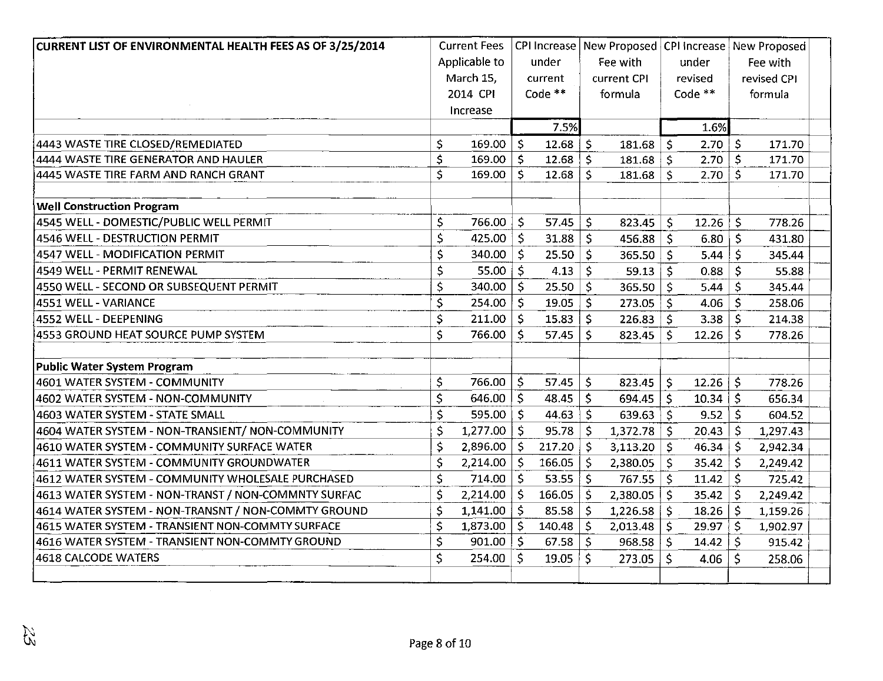| CURRENT LIST OF ENVIRONMENTAL HEALTH FEES AS OF 3/25/2014 | Current Fees Applicable to March 15, 2014 CPI Increase | CPI Increase under current Code ** | New Proposed Fee with current CPI formula | CPI Increase under revised Code ** | New Proposed Fee with revised CPI formula |
|---|---|---|---|---|---|
| | | 7.5% | | 1.6% | |
| 4443 WASTE TIRE CLOSED/REMEDIATED | $ 169.00 | $ 12.68 | $ 181.68 | $ 2.70 | $ 171.70 |
| 4444 WASTE TIRE GENERATOR AND HAULER | $ 169.00 | $ 12.68 | $ 181.68 | $ 2.70 | $ 171.70 |
| 4445 WASTE TIRE FARM AND RANCH GRANT | $ 169.00 | $ 12.68 | $ 181.68 | $ 2.70 | $ 171.70 |
| | | | | | |
| **Well Construction Program** | | | | | |
| 4545 WELL - DOMESTIC/PUBLIC WELL PERMIT | $ 766.00 | $ 57.45 | $ 823.45 | $ 12.26 | $ 778.26 |
| 4546 WELL - DESTRUCTION PERMIT | $ 425.00 | $ 31.88 | $ 456.88 | $ 6.80 | $ 431.80 |
| 4547 WELL - MODIFICATION PERMIT | $ 340.00 | $ 25.50 | $ 365.50 | $ 5.44 | $ 345.44 |
| 4549 WELL - PERMIT RENEWAL | $ 55.00 | $ 4.13 | $ 59.13 | $ 0.88 | $ 55.88 |
| 4550 WELL - SECOND OR SUBSEQUENT PERMIT | $ 340.00 | $ 25.50 | $ 365.50 | $ 5.44 | $ 345.44 |
| 4551 WELL - VARIANCE | $ 254.00 | $ 19.05 | $ 273.05 | $ 4.06 | $ 258.06 |
| 4552 WELL - DEEPENING | $ 211.00 | $ 15.83 | $ 226.83 | $ 3.38 | $ 214.38 |
| 4553 GROUND HEAT SOURCE PUMP SYSTEM | $ 766.00 | $ 57.45 | $ 823.45 | $ 12.26 | $ 778.26 |
| | | | | | |
| **Public Water System Program** | | | | | |
| 4601 WATER SYSTEM - COMMUNITY | $ 766.00 | $ 57.45 | $ 823.45 | $ 12.26 | $ 778.26 |
| 4602 WATER SYSTEM - NON-COMMUNITY | $ 646.00 | $ 48.45 | $ 694.45 | $ 10.34 | $ 656.34 |
| 4603 WATER SYSTEM - STATE SMALL | $ 595.00 | $ 44.63 | $ 639.63 | $ 9.52 | $ 604.52 |
| 4604 WATER SYSTEM - NON-TRANSIENT/ NON-COMMUNITY | $ 1,277.00 | $ 95.78 | $ 1,372.78 | $ 20.43 | $ 1,297.43 |
| 4610 WATER SYSTEM - COMMUNITY SURFACE WATER | $ 2,896.00 | $ 217.20 | $ 3,113.20 | $ 46.34 | $ 2,942.34 |
| 4611 WATER SYSTEM - COMMUNITY GROUNDWATER | $ 2,214.00 | $ 166.05 | $ 2,380.05 | $ 35.42 | $ 2,249.42 |
| 4612 WATER SYSTEM - COMMUNITY WHOLESALE PURCHASED | $ 714.00 | $ 53.55 | $ 767.55 | $ 11.42 | $ 725.42 |
| 4613 WATER SYSTEM - NON-TRANST / NON-COMMNTY SURFAC | $ 2,214.00 | $ 166.05 | $ 2,380.05 | $ 35.42 | $ 2,249.42 |
| 4614 WATER SYSTEM - NON-TRANSNT / NON-COMMTY GROUND | $ 1,141.00 | $ 85.58 | $ 1,226.58 | $ 18.26 | $ 1,159.26 |
| 4615 WATER SYSTEM - TRANSIENT NON-COMMTY SURFACE | $ 1,873.00 | $ 140.48 | $ 2,013.48 | $ 29.97 | $ 1,902.97 |
| 4616 WATER SYSTEM - TRANSIENT NON-COMMTY GROUND | $ 901.00 | $ 67.58 | $ 968.58 | $ 14.42 | $ 915.42 |
| 4618 CALCODE WATERS | $ 254.00 | $ 19.05 | $ 273.05 | $ 4.06 | $ 258.06 |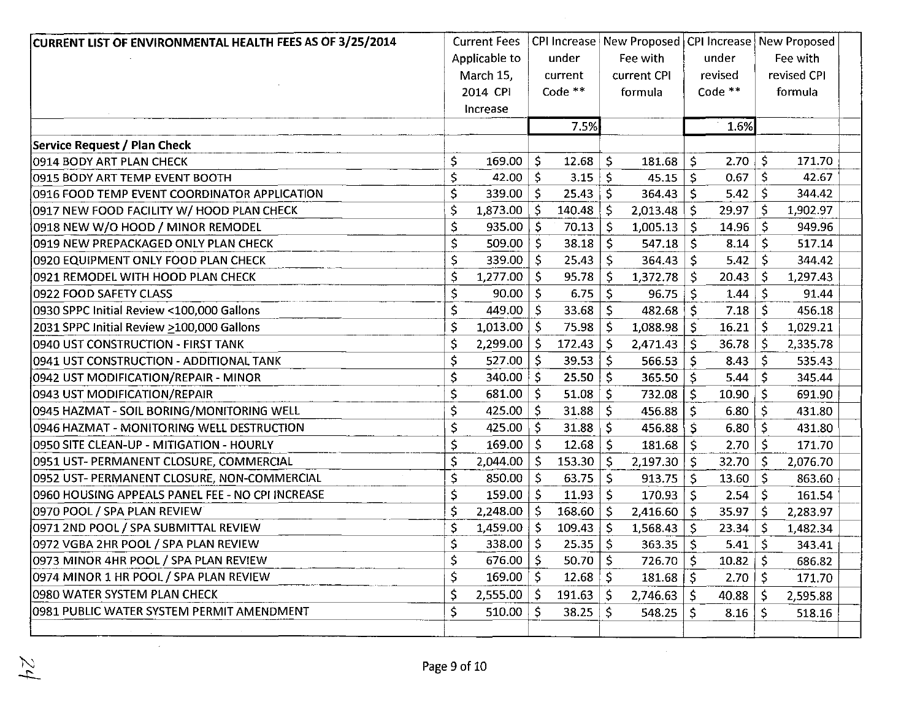| CURRENT LIST OF ENVIRONMENTAL HEALTH FEES AS OF 3/25/2014 | Current Fees Applicable to March 15, 2014 CPI Increase | CPI Increase under current Code ** | New Proposed Fee with current CPI formula | CPI Increase under revised Code ** | New Proposed Fee with revised CPI formula |
|---|---|---|---|---|---|
| | | 7.5% | | 1.6% | |
| **Service Request / Plan Check** | | | | | |
| 0914 BODY ART PLAN CHECK | $ 169.00 | $ 12.68 | $ 181.68 | $ 2.70 | $ 171.70 |
| 0915 BODY ART TEMP EVENT BOOTH | $ 42.00 | $ 3.15 | $ 45.15 | $ 0.67 | $ 42.67 |
| 0916 FOOD TEMP EVENT COORDINATOR APPLICATION | $ 339.00 | $ 25.43 | $ 364.43 | $ 5.42 | $ 344.42 |
| 0917 NEW FOOD FACILITY W/ HOOD PLAN CHECK | $ 1,873.00 | $ 140.48 | $ 2,013.48 | $ 29.97 | $ 1,902.97 |
| 0918 NEW W/O HOOD / MINOR REMODEL | $ 935.00 | $ 70.13 | $ 1,005.13 | $ 14.96 | $ 949.96 |
| 0919 NEW PREPACKAGED ONLY PLAN CHECK | $ 509.00 | $ 38.18 | $ 547.18 | $ 8.14 | $ 517.14 |
| 0920 EQUIPMENT ONLY FOOD PLAN CHECK | $ 339.00 | $ 25.43 | $ 364.43 | $ 5.42 | $ 344.42 |
| 0921 REMODEL WITH HOOD PLAN CHECK | $ 1,277.00 | $ 95.78 | $ 1,372.78 | $ 20.43 | $ 1,297.43 |
| 0922 FOOD SAFETY CLASS | $ 90.00 | $ 6.75 | $ 96.75 | $ 1.44 | $ 91.44 |
| 0930 SPPC Initial Review <100,000 Gallons | $ 449.00 | $ 33.68 | $ 482.68 | $ 7.18 | $ 456.18 |
| 2031 SPPC Initial Review >100,000 Gallons | $ 1,013.00 | $ 75.98 | $ 1,088.98 | $ 16.21 | $ 1,029.21 |
| 0940 UST CONSTRUCTION - FIRST TANK | $ 2,299.00 | $ 172.43 | $ 2,471.43 | $ 36.78 | $ 2,335.78 |
| 0941 UST CONSTRUCTION - ADDITIONAL TANK | $ 527.00 | $ 39.53 | $ 566.53 | $ 8.43 | $ 535.43 |
| 0942 UST MODIFICATION/REPAIR - MINOR | $ 340.00 | $ 25.50 | $ 365.50 | $ 5.44 | $ 345.44 |
| 0943 UST MODIFICATION/REPAIR | $ 681.00 | $ 51.08 | $ 732.08 | $ 10.90 | $ 691.90 |
| 0945 HAZMAT - SOIL BORING/MONITORING WELL | $ 425.00 | $ 31.88 | $ 456.88 | $ 6.80 | $ 431.80 |
| 0946 HAZMAT - MONITORING WELL DESTRUCTION | $ 425.00 | $ 31.88 | $ 456.88 | $ 6.80 | $ 431.80 |
| 0950 SITE CLEAN-UP - MITIGATION - HOURLY | $ 169.00 | $ 12.68 | $ 181.68 | $ 2.70 | $ 171.70 |
| 0951 UST- PERMANENT CLOSURE, COMMERCIAL | $ 2,044.00 | $ 153.30 | $ 2,197.30 | $ 32.70 | $ 2,076.70 |
| 0952 UST- PERMANENT CLOSURE, NON-COMMERCIAL | $ 850.00 | $ 63.75 | $ 913.75 | $ 13.60 | $ 863.60 |
| 0960 HOUSING APPEALS PANEL FEE - NO CPI INCREASE | $ 159.00 | $ 11.93 | $ 170.93 | $ 2.54 | $ 161.54 |
| 0970 POOL / SPA PLAN REVIEW | $ 2,248.00 | $ 168.60 | $ 2,416.60 | $ 35.97 | $ 2,283.97 |
| 0971 2ND POOL / SPA SUBMITTAL REVIEW | $ 1,459.00 | $ 109.43 | $ 1,568.43 | $ 23.34 | $ 1,482.34 |
| 0972 VGBA 2HR POOL / SPA PLAN REVIEW | $ 338.00 | $ 25.35 | $ 363.35 | $ 5.41 | $ 343.41 |
| 0973 MINOR 4HR POOL / SPA PLAN REVIEW | $ 676.00 | $ 50.70 | $ 726.70 | $ 10.82 | $ 686.82 |
| 0974 MINOR 1 HR POOL / SPA PLAN REVIEW | $ 169.00 | $ 12.68 | $ 181.68 | $ 2.70 | $ 171.70 |
| 0980 WATER SYSTEM PLAN CHECK | $ 2,555.00 | $ 191.63 | $ 2,746.63 | $ 40.88 | $ 2,595.88 |
| 0981 PUBLIC WATER SYSTEM PERMIT AMENDMENT | $ 510.00 | $ 38.25 | $ 548.25 | $ 8.16 | $ 518.16 |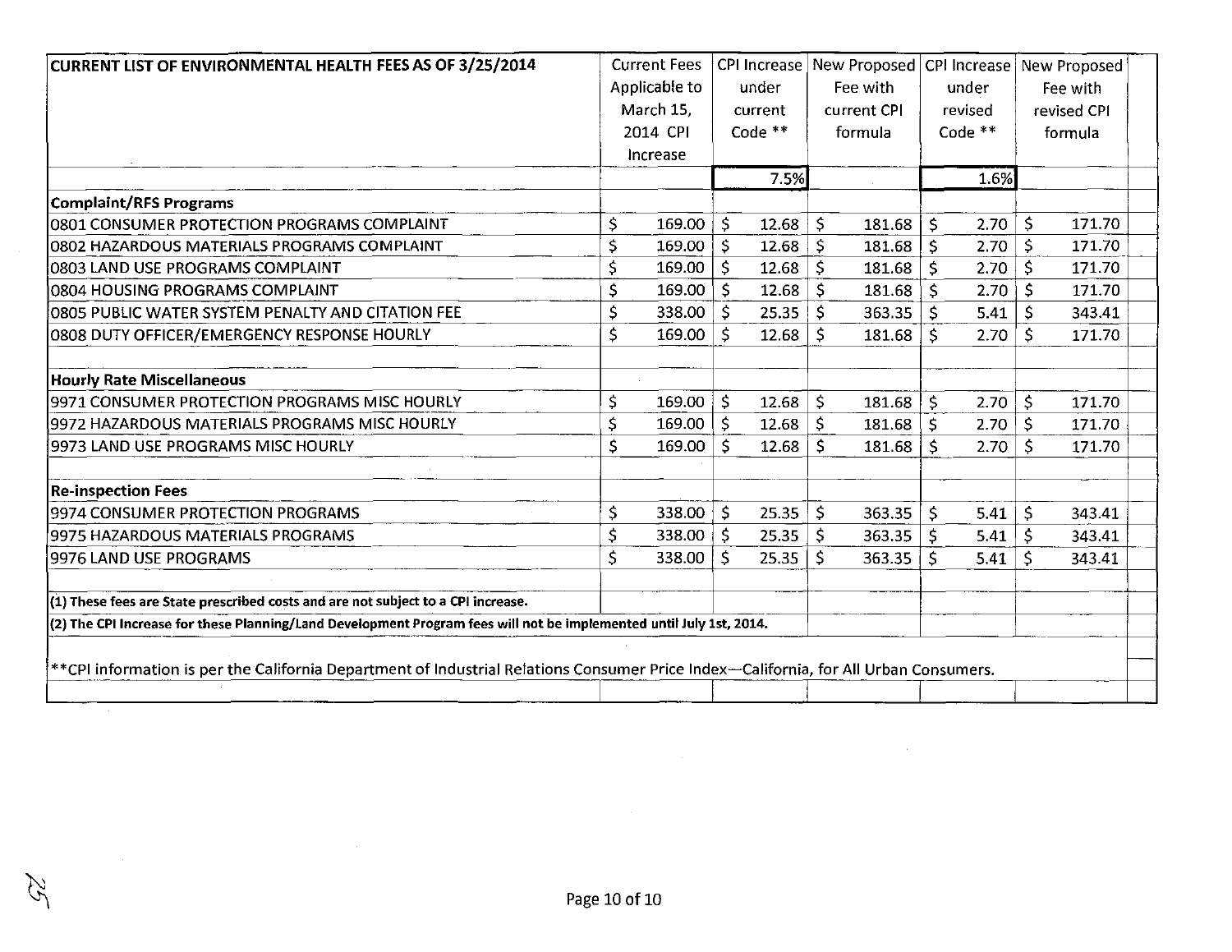| CURRENT LIST OF ENVIRONMENTAL HEALTH FEES AS OF 3/25/2014 | Current Fees Applicable to March 15, 2014 CPI Increase | CPI Increase under current Code ** | New Proposed Fee with current CPI formula | CPI Increase under revised Code ** | New Proposed Fee with revised CPI formula |
|---|---|---|---|---|---|
| | | 7.5% | | 1.6% | |
| **Complaint/RFS Programs** | | | | | |
| 0801 CONSUMER PROTECTION PROGRAMS COMPLAINT | $ 169.00 | $ 12.68 | $ 181.68 | $ 2.70 | $ 171.70 |
| 0802 HAZARDOUS MATERIALS PROGRAMS COMPLAINT | $ 169.00 | $ 12.68 | $ 181.68 | $ 2.70 | $ 171.70 |
| 0803 LAND USE PROGRAMS COMPLAINT | $ 169.00 | $ 12.68 | $ 181.68 | $ 2.70 | $ 171.70 |
| 0804 HOUSING PROGRAMS COMPLAINT | $ 169.00 | $ 12.68 | $ 181.68 | $ 2.70 | $ 171.70 |
| 0805 PUBLIC WATER SYSTEM PENALTY AND CITATION FEE | $ 338.00 | $ 25.35 | $ 363.35 | $ 5.41 | $ 343.41 |
| 0808 DUTY OFFICER/EMERGENCY RESPONSE HOURLY | $ 169.00 | $ 12.68 | $ 181.68 | $ 2.70 | $ 171.70 |
| | | | | | |
| **Hourly Rate Miscellaneous** | | | | | |
| 9971 CONSUMER PROTECTION PROGRAMS MISC HOURLY | $ 169.00 | $ 12.68 | $ 181.68 | $ 2.70 | $ 171.70 |
| 9972 HAZARDOUS MATERIALS PROGRAMS MISC HOURLY | $ 169.00 | $ 12.68 | $ 181.68 | $ 2.70 | $ 171.70 |
| 9973 LAND USE PROGRAMS MISC HOURLY | $ 169.00 | $ 12.68 | $ 181.68 | $ 2.70 | $ 171.70 |
| | | | | | |
| **Re-inspection Fees** | | | | | |
| 9974 CONSUMER PROTECTION PROGRAMS | $ 338.00 | $ 25.35 | $ 363.35 | $ 5.41 | $ 343.41 |
| 9975 HAZARDOUS MATERIALS PROGRAMS | $ 338.00 | $ 25.35 | $ 363.35 | $ 5.41 | $ 343.41 |
| 9976 LAND USE PROGRAMS | $ 338.00 | $ 25.35 | $ 363.35 | $ 5.41 | $ 343.41 |

**(1) These fees are State prescribed costs and are not subject to a CPI increase.**

**(2) The CPI Increase for these Planning/Land Development Program fees will not be implemented until July 1st, 2014.**

**CPI information is per the California Department of Industrial Relations Consumer Price Index—California, for All Urban Consumers.